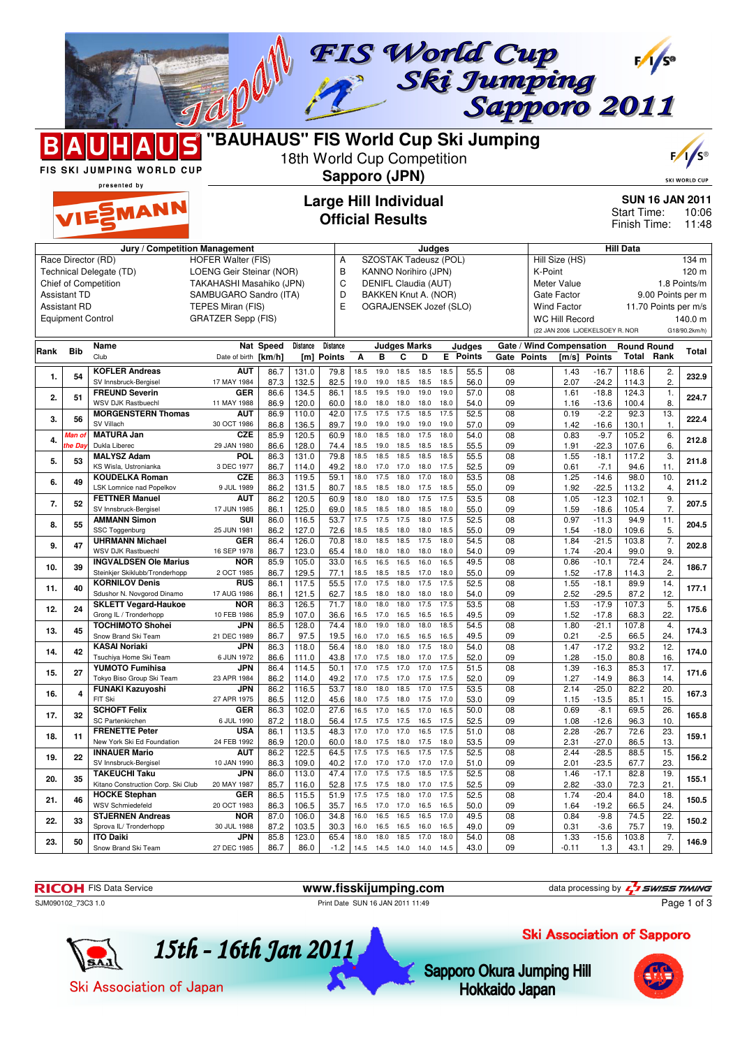# FIS World Cup Ski Jumping Sapporo 2011

## "BAUHAUS" FIS World Cup Ski Jumping

18th World Cup Competition

**Sapporo (JPN)**

FIS SKI JUMPING WORLD CUP presented by VIESSMANN

## Large Hill Individual
## Official Results

**SUN 16 JAN 2011**
Start Time: 10:06
Finish Time: 11:48

| Jury / Competition Management | | Judges | | Hill Data | |
|---|---|---|---|---|---|
| Race Director (RD) | HOFER Walter (FIS) | A | SZOSTAK Tadeusz (POL) | Hill Size (HS) | 134 m |
| Technical Delegate (TD) | LOENG Geir Steinar (NOR) | B | KANNO Norihiro (JPN) | K-Point | 120 m |
| Chief of Competition | TAKAHASHI Masahiko (JPN) | C | DENIFL Claudia (AUT) | Meter Value | 1.8 Points/m |
| Assistant TD | SAMBUGARO Sandro (ITA) | D | BAKKEN Knut A. (NOR) | Gate Factor | 9.00 Points per m |
| Assistant RD | TEPES Miran (FIS) | E | OGRAJENSEK Jozef (SLO) | Wind Factor | 11.70 Points per m/s |
| Equipment Control | GRATZER Sepp (FIS) | | | WC Hill Record | 140.0 m |
| | | | | (22 JAN 2006 LJOEKELSOEY R. NOR | G18/90.2km/h) |

| Rank | Bib | Name / Club | Nat / Date of birth | Speed [km/h] | Distance [m] | Distance Points | A | B | C | D | E | Judges Points | Gate | Gate Points | Wind [m/s] | Wind Points | Round Total | Round Rank | Total |
|---|---|---|---|---|---|---|---|---|---|---|---|---|---|---|---|---|---|---|---|
| 1. | 54 | KOFLER Andreas | AUT | 86.7 | 131.0 | 79.8 | 18.5 | 19.0 | 18.5 | 18.5 | 18.5 | 55.5 | 08 | | 1.43 | -16.7 | 118.6 | 2. | 232.9 |
| | | SV Innsbruck-Bergisel | 17 MAY 1984 | 87.3 | 132.5 | 82.5 | 19.0 | 19.0 | 18.5 | 18.5 | 18.5 | 56.0 | 09 | | 2.07 | -24.2 | 114.3 | 2. | |
| 2. | 51 | FREUND Severin | GER | 86.6 | 134.5 | 86.1 | 18.5 | 19.5 | 19.0 | 19.0 | 19.0 | 57.0 | 08 | | 1.61 | -18.8 | 124.3 | 1. | 224.7 |
| | | WSV DJK Rastbuechl | 11 MAY 1988 | 86.9 | 120.0 | 60.0 | 18.0 | 18.0 | 18.0 | 18.0 | 18.0 | 54.0 | 09 | | 1.16 | -13.6 | 100.4 | 8. | |
| 3. | 56 | MORGENSTERN Thomas | AUT | 86.9 | 110.0 | 42.0 | 17.5 | 17.5 | 17.5 | 18.5 | 17.5 | 52.5 | 08 | | 0.19 | -2.2 | 92.3 | 13. | 222.4 |
| | | SV Villach | 30 OCT 1986 | 86.8 | 136.5 | 89.7 | 19.0 | 19.0 | 19.0 | 19.0 | 19.0 | 57.0 | 09 | | 1.42 | -16.6 | 130.1 | 1. | |
| 4. | Man of the Day | MATURA Jan | CZE | 85.9 | 120.5 | 60.9 | 18.0 | 18.5 | 18.0 | 17.5 | 18.0 | 54.0 | 08 | | 0.83 | -9.7 | 105.2 | 6. | 212.8 |
| | | Dukla Liberec | 29 JAN 1980 | 86.6 | 128.0 | 74.4 | 18.5 | 19.0 | 18.5 | 18.5 | 18.5 | 55.5 | 09 | | 1.91 | -22.3 | 107.6 | 6. | |
| 5. | 53 | MALYSZ Adam | POL | 86.3 | 131.0 | 79.8 | 18.5 | 18.5 | 18.5 | 18.5 | 18.5 | 55.5 | 08 | | 1.55 | -18.1 | 117.2 | 3. | 211.8 |
| | | KS Wisla, Ustronianka | 3 DEC 1977 | 86.7 | 114.0 | 49.2 | 18.0 | 17.0 | 17.0 | 18.0 | 17.5 | 52.5 | 09 | | 0.61 | -7.1 | 94.6 | 11. | |
| 6. | 49 | KOUDELKA Roman | CZE | 86.3 | 119.5 | 59.1 | 18.0 | 17.5 | 18.0 | 17.0 | 18.0 | 53.5 | 08 | | 1.25 | -14.6 | 98.0 | 10. | 211.2 |
| | | LSK Lomnice nad Popelkov | 9 JUL 1989 | 86.2 | 131.5 | 80.7 | 18.5 | 18.5 | 18.0 | 17.5 | 18.5 | 55.0 | 09 | | 1.92 | -22.5 | 113.2 | 4. | |
| 7. | 52 | FETTNER Manuel | AUT | 86.2 | 120.5 | 60.9 | 18.0 | 18.0 | 18.0 | 17.5 | 17.5 | 53.5 | 08 | | 1.05 | -12.3 | 102.1 | 9. | 207.5 |
| | | SV Innsbruck-Bergisel | 17 JUN 1985 | 86.1 | 125.0 | 69.0 | 18.5 | 18.5 | 18.0 | 18.5 | 18.0 | 55.0 | 09 | | 1.59 | -18.6 | 105.4 | 7. | |
| 8. | 55 | AMMANN Simon | SUI | 86.0 | 116.5 | 53.7 | 17.5 | 17.5 | 17.5 | 18.0 | 17.5 | 52.5 | 08 | | 0.97 | -11.3 | 94.9 | 11. | 204.5 |
| | | SSC Toggenburg | 25 JUN 1981 | 86.2 | 127.0 | 72.6 | 18.5 | 18.0 | 18.0 | 18.0 | 18.5 | 55.0 | 09 | | 1.54 | -18.0 | 109.6 | 5. | |
| 9. | 47 | UHRMANN Michael | GER | 86.4 | 126.0 | 70.8 | 18.0 | 18.5 | 18.5 | 17.5 | 18.0 | 54.5 | 08 | | 1.84 | -21.5 | 103.8 | 7. | 202.8 |
| | | WSV DJK Rastbuechl | 16 SEP 1978 | 86.7 | 123.0 | 65.4 | 18.0 | 18.0 | 18.0 | 18.0 | 18.0 | 54.0 | 09 | | 1.74 | -20.4 | 99.0 | 9. | |
| 10. | 39 | INGVALDSEN Ole Marius | NOR | 85.9 | 105.0 | 33.0 | 16.5 | 16.5 | 16.5 | 16.0 | 16.5 | 49.5 | 08 | | 0.86 | -10.1 | 72.4 | 24. | 186.7 |
| | | Steinkjer Skiklubb/Tronderhopp | 2 OCT 1985 | 86.7 | 129.5 | 77.1 | 18.5 | 18.5 | 18.5 | 17.0 | 18.0 | 55.0 | 09 | | 1.52 | -17.8 | 114.3 | 2. | |
| 11. | 40 | KORNILOV Denis | RUS | 86.1 | 117.5 | 55.5 | 17.0 | 17.5 | 18.0 | 17.5 | 17.5 | 52.5 | 08 | | 1.55 | -18.1 | 89.9 | 14. | 177.1 |
| | | Sdushor N. Novgorod Dinamo | 17 AUG 1986 | 86.1 | 121.5 | 62.7 | 18.5 | 18.0 | 18.0 | 18.0 | 18.0 | 54.0 | 09 | | 2.52 | -29.5 | 87.2 | 12. | |
| 12. | 24 | SKLETT Vegard-Haukoe | NOR | 86.3 | 126.5 | 71.7 | 18.0 | 18.0 | 18.0 | 17.5 | 17.5 | 53.5 | 08 | | 1.53 | -17.9 | 107.3 | 5. | 175.6 |
| | | Grong IL / Tronderhopp | 10 FEB 1986 | 85.9 | 107.0 | 36.6 | 16.5 | 17.0 | 16.5 | 16.5 | 16.5 | 49.5 | 09 | | 1.52 | -17.8 | 68.3 | 22. | |
| 13. | 45 | TOCHIMOTO Shohei | JPN | 86.5 | 128.0 | 74.4 | 18.0 | 19.0 | 18.0 | 18.0 | 18.5 | 54.5 | 08 | | 1.80 | -21.1 | 107.8 | 4. | 174.3 |
| | | Snow Brand Ski Team | 21 DEC 1989 | 86.7 | 97.5 | 19.5 | 16.0 | 17.0 | 16.5 | 16.5 | 16.5 | 49.5 | 09 | | 0.21 | -2.5 | 66.5 | 24. | |
| 14. | 42 | KASAI Noriaki | JPN | 86.3 | 118.0 | 56.4 | 18.0 | 18.0 | 18.0 | 17.5 | 18.0 | 54.0 | 08 | | 1.47 | -17.2 | 93.2 | 12. | 174.0 |
| | | Tsuchiya Home Ski Team | 6 JUN 1972 | 86.6 | 111.0 | 43.8 | 17.0 | 17.5 | 18.0 | 17.0 | 17.5 | 52.0 | 09 | | 1.28 | -15.0 | 80.8 | 16. | |
| 15. | 27 | YUMOTO Fumihisa | JPN | 86.4 | 114.5 | 50.1 | 17.0 | 17.5 | 17.0 | 17.0 | 17.5 | 51.5 | 08 | | 1.39 | -16.3 | 85.3 | 17. | 171.6 |
| | | Tokyo Biso Group Ski Team | 23 APR 1984 | 86.2 | 114.0 | 49.2 | 17.0 | 17.5 | 17.0 | 17.5 | 17.5 | 52.0 | 09 | | 1.27 | -14.9 | 86.3 | 14. | |
| 16. | 4 | FUNAKI Kazuyoshi | JPN | 86.2 | 116.5 | 53.7 | 18.0 | 18.0 | 18.5 | 17.0 | 17.5 | 53.5 | 08 | | 2.14 | -25.0 | 82.2 | 20. | 167.3 |
| | | FIT Ski | 27 APR 1975 | 86.5 | 112.0 | 45.6 | 18.0 | 17.5 | 18.0 | 17.5 | 17.0 | 53.0 | 09 | | 1.15 | -13.5 | 85.1 | 15. | |
| 17. | 32 | SCHOFT Felix | GER | 86.3 | 102.0 | 27.6 | 16.5 | 17.0 | 16.5 | 17.0 | 16.5 | 50.0 | 08 | | 0.69 | -8.1 | 69.5 | 26. | 165.8 |
| | | SC Partenkirchen | 6 JUL 1990 | 87.2 | 118.0 | 56.4 | 17.5 | 17.5 | 17.5 | 16.5 | 17.5 | 52.5 | 09 | | 1.08 | -12.6 | 96.3 | 10. | |
| 18. | 11 | FRENETTE Peter | USA | 86.1 | 113.5 | 48.3 | 17.0 | 17.0 | 17.0 | 16.5 | 17.5 | 51.0 | 08 | | 2.28 | -26.7 | 72.6 | 23. | 159.1 |
| | | New York Ski Ed Foundation | 24 FEB 1992 | 86.9 | 120.0 | 60.0 | 18.0 | 17.5 | 18.0 | 17.5 | 18.0 | 53.5 | 09 | | 2.31 | -27.0 | 86.5 | 13. | |
| 19. | 22 | INNAUER Mario | AUT | 86.2 | 122.5 | 64.5 | 17.5 | 17.5 | 16.5 | 17.5 | 17.5 | 52.5 | 08 | | 2.44 | -28.5 | 88.5 | 15. | 156.2 |
| | | SV Innsbruck-Bergisel | 10 JAN 1990 | 86.3 | 109.0 | 40.2 | 17.0 | 17.0 | 17.0 | 17.0 | 17.0 | 51.0 | 09 | | 2.01 | -23.5 | 67.7 | 23. | |
| 20. | 35 | TAKEUCHI Taku | JPN | 86.0 | 113.0 | 47.4 | 17.0 | 17.5 | 17.5 | 18.5 | 17.5 | 52.5 | 08 | | 1.46 | -17.1 | 82.8 | 19. | 155.1 |
| | | Kitano Construction Corp. Ski Club | 20 MAY 1987 | 85.7 | 116.0 | 52.8 | 17.5 | 18.0 | 18.0 | 17.0 | 17.5 | 52.5 | 09 | | 2.82 | -33.0 | 72.3 | 21. | |
| 21. | 46 | HOCKE Stephan | GER | 86.5 | 115.5 | 51.9 | 17.5 | 17.5 | 18.0 | 17.0 | 17.5 | 52.5 | 08 | | 1.74 | -20.4 | 84.0 | 18. | 150.5 |
| | | WSV Schmiedefeld | 20 OCT 1983 | 86.3 | 106.5 | 35.7 | 16.5 | 17.0 | 17.0 | 16.5 | 16.5 | 50.0 | 09 | | 1.64 | -19.2 | 66.5 | 24. | |
| 22. | 33 | STJERNEN Andreas | NOR | 87.0 | 106.0 | 34.8 | 16.0 | 16.5 | 16.5 | 16.5 | 17.0 | 49.5 | 08 | | 0.84 | -9.8 | 74.5 | 22. | 150.2 |
| | | Sprova IL/ Tronderhopp | 30 JUL 1988 | 87.2 | 103.5 | 30.3 | 16.0 | 16.5 | 16.5 | 16.0 | 16.5 | 49.0 | 09 | | 0.31 | -3.6 | 75.7 | 19. | |
| 23. | 50 | ITO Daiki | JPN | 85.8 | 123.0 | 65.4 | 18.0 | 18.0 | 18.5 | 17.0 | 18.0 | 54.0 | 08 | | 1.33 | -15.6 | 103.8 | 7. | 146.9 |
| | | Snow Brand Ski Team | 27 DEC 1985 | 86.7 | 86.0 | -1.2 | 14.5 | 14.5 | 14.0 | 14.0 | 14.5 | 43.0 | 09 | | -0.11 | 1.3 | 43.1 | 29. | |

RICOH FIS Data Service | www.fisskijumping.com | data processing by SWISS TIMING

SJM090102_73C3 1.0 | Print Date SUN 16 JAN 2011 11:49

15th - 16th Jan 2011 | Ski Association of Japan | Ski Association of Sapporo | Sapporo Okura Jumping Hill Hokkaido Japan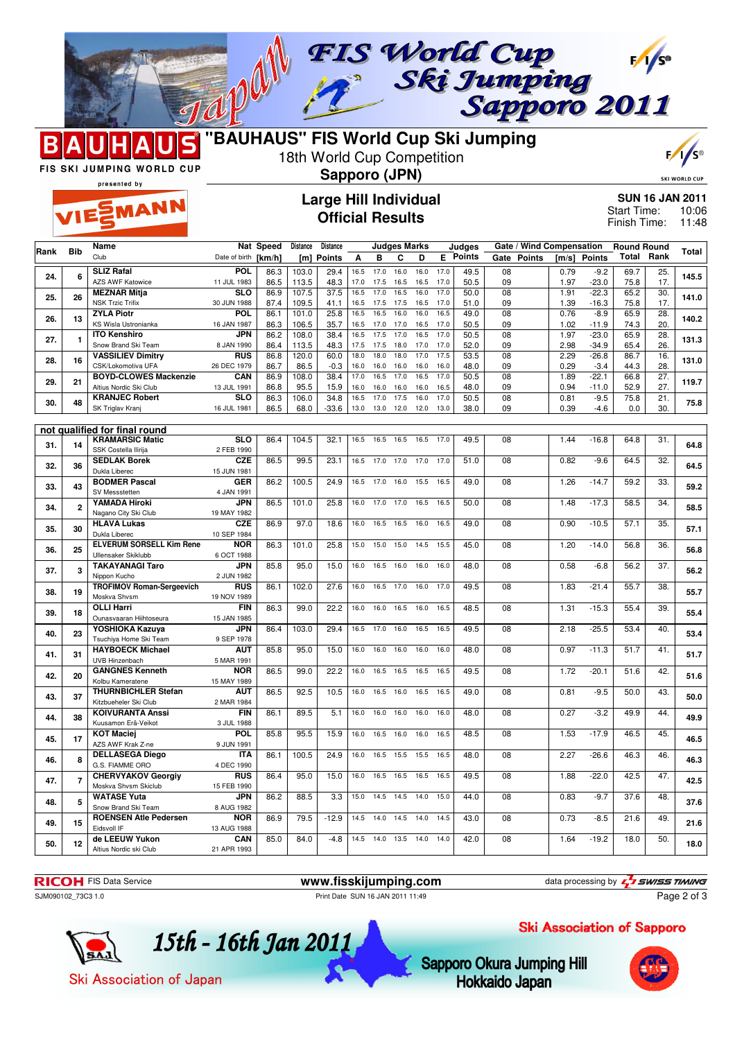# "BAUHAUS" FIS World Cup Ski Jumping

18th World Cup Competition

**Sapporo (JPN)**

## Large Hill Individual
## Official Results

**SUN 16 JAN 2011**
Start Time: 10:06
Finish Time: 11:48

| Rank | Bib | Name / Club | Nat / Date of birth | Speed [km/h] | Distance [m] | Distance Points | A | B | C | D | E | Judges Points | Gate | Gate Points | Wind [m/s] | Wind Points | Round Total | Round Rank | Total |
|---|---|---|---|---|---|---|---|---|---|---|---|---|---|---|---|---|---|---|---|
| 24. | 6 | SLIZ Rafal | POL | 86.3 | 103.0 | 29.4 | 16.5 | 17.0 | 16.0 | 16.0 | 17.0 | 49.5 | 08 | | 0.79 | -9.2 | 69.7 | 25. | 145.5 |
| | | AZS AWF Katowice | 11 JUL 1983 | 86.5 | 113.5 | 48.3 | 17.0 | 17.5 | 16.5 | 16.5 | 17.0 | 50.5 | 09 | | 1.97 | -23.0 | 75.8 | 17. | |
| 25. | 26 | MEZNAR Mitja | SLO | 86.9 | 107.5 | 37.5 | 16.5 | 17.0 | 16.5 | 16.0 | 17.0 | 50.0 | 08 | | 1.91 | -22.3 | 65.2 | 30. | 141.0 |
| | | NSK Trzic Trifix | 30 JUN 1988 | 87.4 | 109.5 | 41.1 | 16.5 | 17.5 | 17.5 | 16.5 | 17.0 | 51.0 | 09 | | 1.39 | -16.3 | 75.8 | 17. | |
| 26. | 13 | ZYLA Piotr | POL | 86.1 | 101.0 | 25.8 | 16.5 | 16.5 | 16.0 | 16.0 | 16.5 | 49.0 | 08 | | 0.76 | -8.9 | 65.9 | 28. | 140.2 |
| | | KS Wisla Ustronianka | 16 JAN 1987 | 86.3 | 106.5 | 35.7 | 16.5 | 17.0 | 17.0 | 16.5 | 17.0 | 50.5 | 09 | | 1.02 | -11.9 | 74.3 | 20. | |
| 27. | 1 | ITO Kenshiro | JPN | 86.2 | 108.0 | 38.4 | 16.5 | 17.5 | 16.5 | 16.5 | 17.0 | 50.5 | 08 | | 1.97 | -23.0 | 65.9 | 28. | 131.3 |
| | | Snow Brand Ski Team | 8 JAN 1990 | 86.4 | 113.5 | 48.3 | 17.5 | 17.5 | 18.0 | 17.0 | 17.0 | 52.0 | 09 | | 2.98 | -34.9 | 65.4 | 26. | |
| 28. | 16 | VASSILIEV Dimitry | RUS | 86.8 | 120.0 | 60.0 | 18.0 | 18.0 | 18.0 | 17.0 | 17.5 | 53.5 | 08 | | 2.29 | -26.8 | 86.7 | 16. | 131.0 |
| | | CSK/Lokomotiva UFA | 26 DEC 1979 | 86.7 | 86.5 | -0.3 | 16.0 | 16.0 | 16.0 | 16.0 | 16.0 | 48.0 | 09 | | 0.29 | -3.4 | 44.3 | 28. | |
| 29. | 21 | BOYD-CLOWES Mackenzie | CAN | 86.9 | 108.0 | 38.4 | 17.0 | 16.5 | 17.0 | 16.5 | 17.0 | 50.5 | 08 | | 1.89 | -22.1 | 66.8 | 27. | 119.7 |
| | | Altius Nordic Ski Club | 13 JUL 1991 | 86.8 | 95.5 | 15.9 | 16.0 | 16.0 | 16.0 | 16.0 | 16.5 | 48.0 | 09 | | 0.94 | -11.0 | 52.9 | 27. | |
| 30. | 48 | KRANJEC Robert | SLO | 86.3 | 106.0 | 34.8 | 16.5 | 17.0 | 17.5 | 16.0 | 17.0 | 50.5 | 08 | | 0.81 | -9.5 | 75.8 | 21. | 75.8 |
| | | SK Triglav Kranj | 16 JUL 1981 | 86.5 | 68.0 | -33.6 | 13.0 | 13.0 | 12.0 | 12.0 | 13.0 | 38.0 | 09 | | 0.39 | -4.6 | 0.0 | 30. | |

**not qualified for final round**

| Rank | Bib | Name / Club | Nat / Date of birth | Speed [km/h] | Distance [m] | Distance Points | A | B | C | D | E | Judges Points | Gate | Gate Points | Wind [m/s] | Wind Points | Round Total | Round Rank | Total |
|---|---|---|---|---|---|---|---|---|---|---|---|---|---|---|---|---|---|---|---|
| 31. | 14 | KRAMARSIC Matic / SSK Costella Ilirija | SLO / 2 FEB 1990 | 86.4 | 104.5 | 32.1 | 16.5 | 16.5 | 16.5 | 16.5 | 17.0 | 49.5 | 08 | | 1.44 | -16.8 | 64.8 | 31. | 64.8 |
| 32. | 36 | SEDLAK Borek / Dukla Liberec | CZE / 15 JUN 1981 | 86.5 | 99.5 | 23.1 | 16.5 | 17.0 | 17.0 | 17.0 | 17.0 | 51.0 | 08 | | 0.82 | -9.6 | 64.5 | 32. | 64.5 |
| 33. | 43 | BODMER Pascal / SV Messstetten | GER / 4 JAN 1991 | 86.2 | 100.5 | 24.9 | 16.5 | 17.0 | 16.0 | 15.5 | 16.5 | 49.0 | 08 | | 1.26 | -14.7 | 59.2 | 33. | 59.2 |
| 34. | 2 | YAMADA Hiroki / Nagano City Ski Club | JPN / 19 MAY 1982 | 86.5 | 101.0 | 25.8 | 16.0 | 17.0 | 17.0 | 16.5 | 16.5 | 50.0 | 08 | | 1.48 | -17.3 | 58.5 | 34. | 58.5 |
| 35. | 30 | HLAVA Lukas / Dukla Liberec | CZE / 10 SEP 1984 | 86.9 | 97.0 | 18.6 | 16.0 | 16.5 | 16.5 | 16.0 | 16.5 | 49.0 | 08 | | 0.90 | -10.5 | 57.1 | 35. | 57.1 |
| 36. | 25 | ELVERUM SORSELL Kim Rene / Ullensaker Skiklubb | NOR / 6 OCT 1988 | 86.3 | 101.0 | 25.8 | 15.0 | 15.0 | 15.0 | 14.5 | 15.5 | 45.0 | 08 | | 1.20 | -14.0 | 56.8 | 36. | 56.8 |
| 37. | 3 | TAKAYANAGI Taro / Nippon Kucho | JPN / 2 JUN 1982 | 85.8 | 95.0 | 15.0 | 16.0 | 16.5 | 16.0 | 16.0 | 16.0 | 48.0 | 08 | | 0.58 | -6.8 | 56.2 | 37. | 56.2 |
| 38. | 19 | TROFIMOV Roman-Sergeevich / Moskva Shvsm | RUS / 19 NOV 1989 | 86.1 | 102.0 | 27.6 | 16.0 | 16.5 | 17.0 | 16.0 | 17.0 | 49.5 | 08 | | 1.83 | -21.4 | 55.7 | 38. | 55.7 |
| 39. | 18 | OLLI Harri / Ounasvaaran Hiihtoseura | FIN / 15 JAN 1985 | 86.3 | 99.0 | 22.2 | 16.0 | 16.0 | 16.5 | 16.0 | 16.5 | 48.5 | 08 | | 1.31 | -15.3 | 55.4 | 39. | 55.4 |
| 40. | 23 | YOSHIOKA Kazuya / Tsuchiya Home Ski Team | JPN / 9 SEP 1978 | 86.4 | 103.0 | 29.4 | 16.5 | 17.0 | 16.0 | 16.5 | 16.5 | 49.5 | 08 | | 2.18 | -25.5 | 53.4 | 40. | 53.4 |
| 41. | 31 | HAYBOECK Michael / UVB Hinzenbach | AUT / 5 MAR 1991 | 85.8 | 95.0 | 15.0 | 16.0 | 16.0 | 16.0 | 16.0 | 16.0 | 48.0 | 08 | | 0.97 | -11.3 | 51.7 | 41. | 51.7 |
| 42. | 20 | GANGNES Kenneth / Kolbu Kameratene | NOR / 15 MAY 1989 | 86.5 | 99.0 | 22.2 | 16.0 | 16.5 | 16.5 | 16.5 | 16.5 | 49.5 | 08 | | 1.72 | -20.1 | 51.6 | 42. | 51.6 |
| 43. | 37 | THURNBICHLER Stefan / Kitzbueheler Ski Club | AUT / 2 MAR 1984 | 86.5 | 92.5 | 10.5 | 16.0 | 16.5 | 16.0 | 16.5 | 16.5 | 49.0 | 08 | | 0.81 | -9.5 | 50.0 | 43. | 50.0 |
| 44. | 38 | KOIVURANTA Anssi / Kuusamon Erä-Veikot | FIN / 3 JUL 1988 | 86.1 | 89.5 | 5.1 | 16.0 | 16.0 | 16.0 | 16.0 | 16.0 | 48.0 | 08 | | 0.27 | -3.2 | 49.9 | 44. | 49.9 |
| 45. | 17 | KOT Maciej / AZS AWF Krak Z-ne | POL / 9 JUN 1991 | 85.8 | 95.5 | 15.9 | 16.0 | 16.5 | 16.0 | 16.0 | 16.5 | 48.5 | 08 | | 1.53 | -17.9 | 46.5 | 45. | 46.5 |
| 46. | 8 | DELLASEGA Diego / G.S. FIAMME ORO | ITA / 4 DEC 1990 | 86.1 | 100.5 | 24.9 | 16.0 | 16.5 | 15.5 | 15.5 | 16.5 | 48.0 | 08 | | 2.27 | -26.6 | 46.3 | 46. | 46.3 |
| 47. | 7 | CHERVYAKOV Georgiy / Moskva Shvsm Skiclub | RUS / 15 FEB 1990 | 86.4 | 95.0 | 15.0 | 16.0 | 16.5 | 16.5 | 16.5 | 16.5 | 49.5 | 08 | | 1.88 | -22.0 | 42.5 | 47. | 42.5 |
| 48. | 5 | WATASE Yuta / Snow Brand Ski Team | JPN / 8 AUG 1982 | 86.2 | 88.5 | 3.3 | 15.0 | 14.5 | 14.5 | 14.0 | 15.0 | 44.0 | 08 | | 0.83 | -9.7 | 37.6 | 48. | 37.6 |
| 49. | 15 | ROENSEN Atle Pedersen / Eidsvoll IF | NOR / 13 AUG 1988 | 86.9 | 79.5 | -12.9 | 14.5 | 14.0 | 14.5 | 14.0 | 14.5 | 43.0 | 08 | | 0.73 | -8.5 | 21.6 | 49. | 21.6 |
| 50. | 12 | de LEEUW Yukon / Altius Nordic ski Club | CAN / 21 APR 1993 | 85.0 | 84.0 | -4.8 | 14.5 | 14.0 | 13.5 | 14.0 | 14.0 | 42.0 | 08 | | 1.64 | -19.2 | 18.0 | 50. | 18.0 |

RICOH FIS Data Service · www.fisskijumping.com · data processing by SWISS TIMING

SJM090102_73C3 1.0 · Print Date SUN 16 JAN 2011 11:49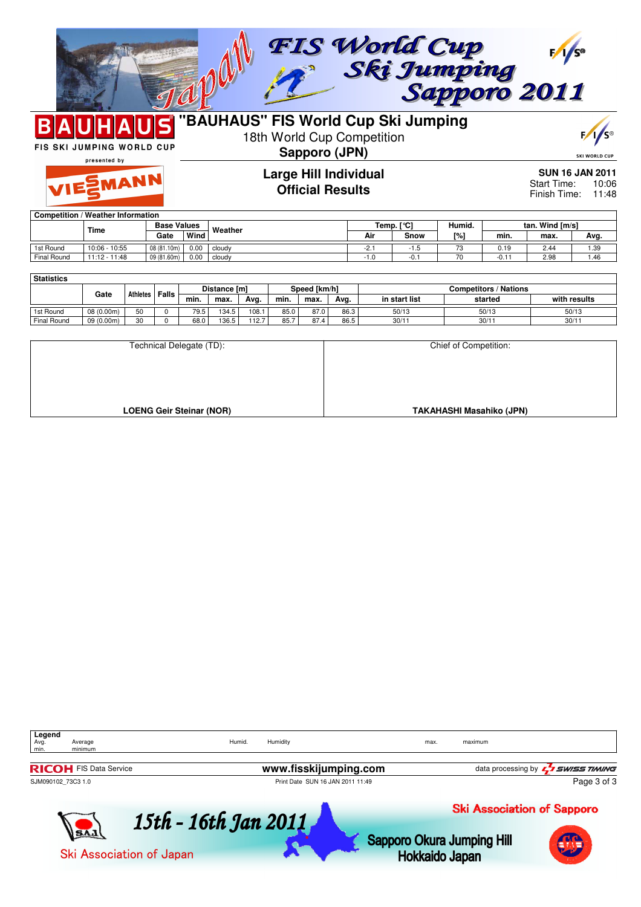# "BAUHAUS" FIS World Cup Ski Jumping

18th World Cup Competition

**Sapporo (JPN)**

FIS SKI JUMPING WORLD CUP presented by VIESSMANN

## Large Hill Individual
## Official Results

**SUN 16 JAN 2011**
Start Time: 10:06
Finish Time: 11:48

**Competition / Weather Information**

| | Time | Base Values | | Weather | Temp. [°C] | | Humid. | tan. Wind [m/s] | | |
|---|---|---|---|---|---|---|---|---|---|---|
| | | Gate | Wind | | Air | Snow | [%] | min. | max. | Avg. |
| 1st Round | 10:06 - 10:55 | 08 (81.10m) | 0.00 | cloudy | -2.1 | -1.5 | 73 | 0.19 | 2.44 | 1.39 |
| Final Round | 11:12 - 11:48 | 09 (81.60m) | 0.00 | cloudy | -1.0 | -0.1 | 70 | -0.11 | 2.98 | 1.46 |

**Statistics**

| | Gate | Athletes | Falls | Distance [m] | | | Speed [km/h] | | | Competitors / Nations | | |
|---|---|---|---|---|---|---|---|---|---|---|---|---|
| | | | | min. | max. | Avg. | min. | max. | Avg. | in start list | started | with results |
| 1st Round | 08 (0.00m) | 50 | 0 | 79.5 | 134.5 | 108.1 | 85.0 | 87.0 | 86.3 | 50/13 | 50/13 | 50/13 |
| Final Round | 09 (0.00m) | 30 | 0 | 68.0 | 136.5 | 112.7 | 85.7 | 87.4 | 86.5 | 30/11 | 30/11 | 30/11 |

| Technical Delegate (TD): | Chief of Competition: |
|---|---|
| **LOENG Geir Steinar (NOR)** | **TAKAHASHI Masahiko (JPN)** |

**Legend**
Avg. Average
min. minimum
Humid. Humidity
max. maximum

RICOH FIS Data Service — www.fisskijumping.com — data processing by SWISS TIMING

SJM090102_73C3 1.0 — Print Date SUN 16 JAN 2011 11:49

15th - 16th Jan 2011 — Ski Association of Japan — Ski Association of Sapporo — Sapporo Okura Jumping Hill Hokkaido Japan